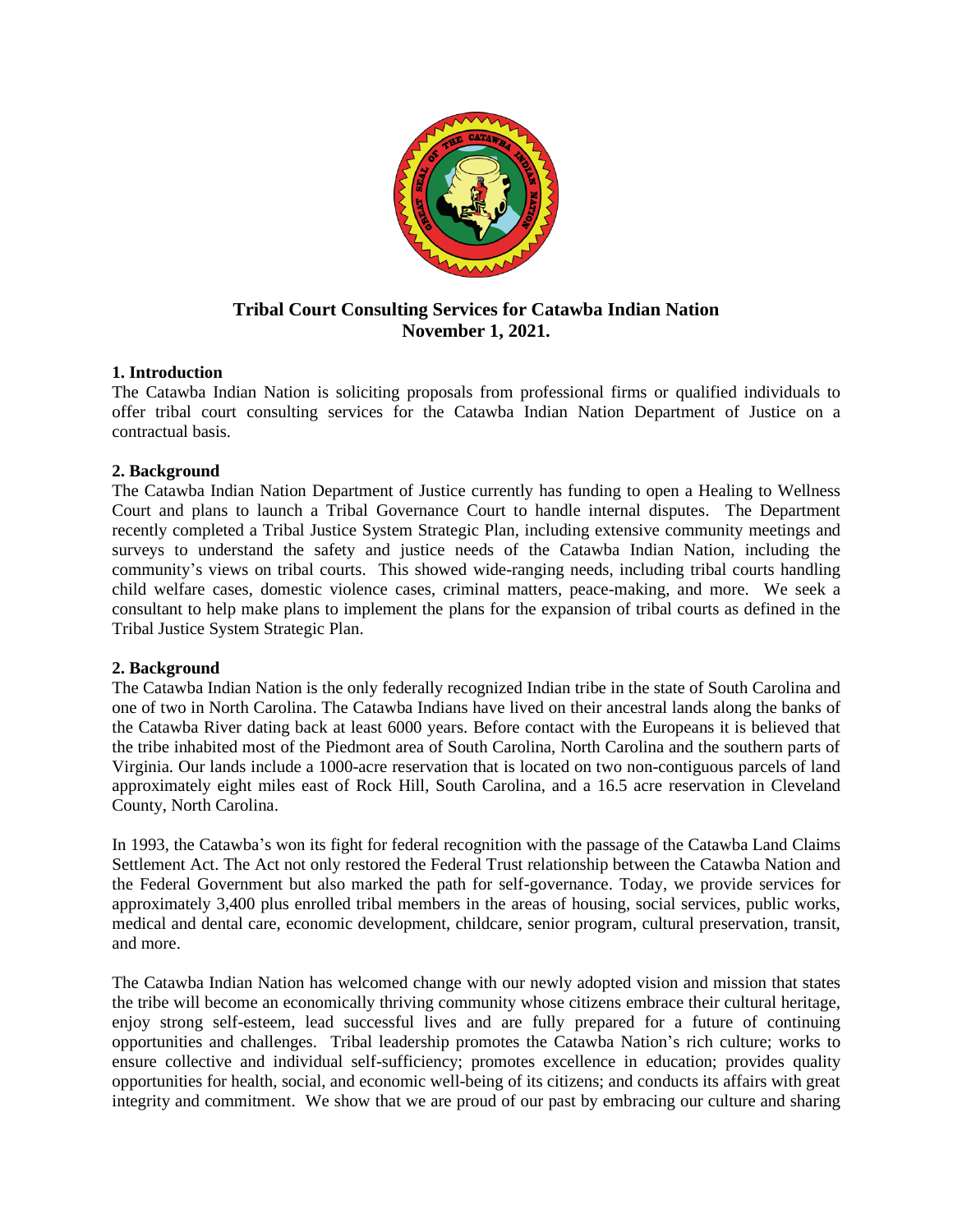**Tribal Court Consulting Services for Catawba Indian Nation**
**November 1, 2021.**

## 1. Introduction

The Catawba Indian Nation is soliciting proposals from professional firms or qualified individuals to offer tribal court consulting services for the Catawba Indian Nation Department of Justice on a contractual basis.

## 2. Background

The Catawba Indian Nation Department of Justice currently has funding to open a Healing to Wellness Court and plans to launch a Tribal Governance Court to handle internal disputes. The Department recently completed a Tribal Justice System Strategic Plan, including extensive community meetings and surveys to understand the safety and justice needs of the Catawba Indian Nation, including the community's views on tribal courts. This showed wide-ranging needs, including tribal courts handling child welfare cases, domestic violence cases, criminal matters, peace-making, and more. We seek a consultant to help make plans to implement the plans for the expansion of tribal courts as defined in the Tribal Justice System Strategic Plan.

## 2. Background

The Catawba Indian Nation is the only federally recognized Indian tribe in the state of South Carolina and one of two in North Carolina. The Catawba Indians have lived on their ancestral lands along the banks of the Catawba River dating back at least 6000 years. Before contact with the Europeans it is believed that the tribe inhabited most of the Piedmont area of South Carolina, North Carolina and the southern parts of Virginia. Our lands include a 1000-acre reservation that is located on two non-contiguous parcels of land approximately eight miles east of Rock Hill, South Carolina, and a 16.5 acre reservation in Cleveland County, North Carolina.

In 1993, the Catawba's won its fight for federal recognition with the passage of the Catawba Land Claims Settlement Act. The Act not only restored the Federal Trust relationship between the Catawba Nation and the Federal Government but also marked the path for self-governance. Today, we provide services for approximately 3,400 plus enrolled tribal members in the areas of housing, social services, public works, medical and dental care, economic development, childcare, senior program, cultural preservation, transit, and more.

The Catawba Indian Nation has welcomed change with our newly adopted vision and mission that states the tribe will become an economically thriving community whose citizens embrace their cultural heritage, enjoy strong self-esteem, lead successful lives and are fully prepared for a future of continuing opportunities and challenges. Tribal leadership promotes the Catawba Nation's rich culture; works to ensure collective and individual self-sufficiency; promotes excellence in education; provides quality opportunities for health, social, and economic well-being of its citizens; and conducts its affairs with great integrity and commitment. We show that we are proud of our past by embracing our culture and sharing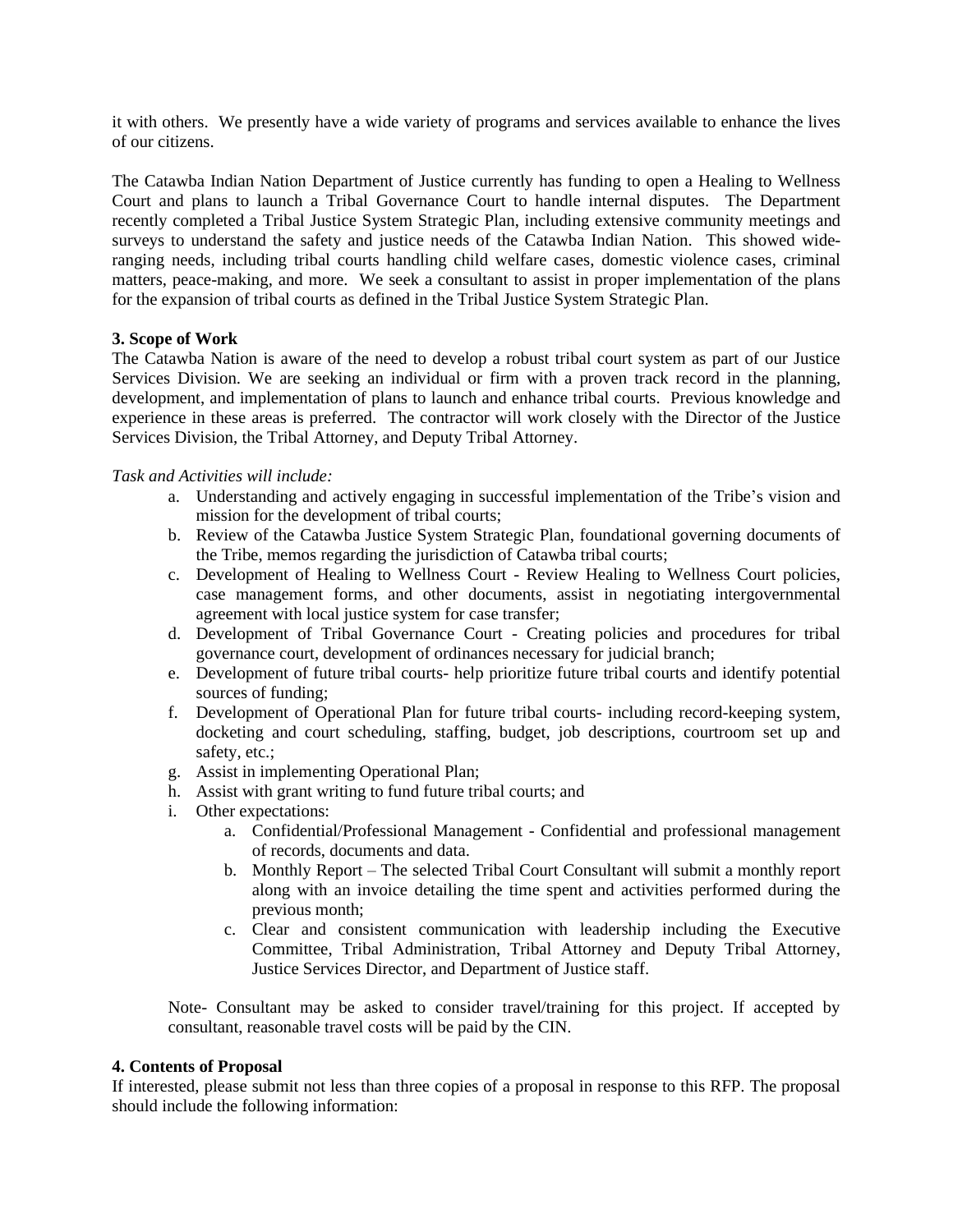it with others. We presently have a wide variety of programs and services available to enhance the lives of our citizens.

The Catawba Indian Nation Department of Justice currently has funding to open a Healing to Wellness Court and plans to launch a Tribal Governance Court to handle internal disputes. The Department recently completed a Tribal Justice System Strategic Plan, including extensive community meetings and surveys to understand the safety and justice needs of the Catawba Indian Nation. This showed wide-ranging needs, including tribal courts handling child welfare cases, domestic violence cases, criminal matters, peace-making, and more. We seek a consultant to assist in proper implementation of the plans for the expansion of tribal courts as defined in the Tribal Justice System Strategic Plan.

**3. Scope of Work**

The Catawba Nation is aware of the need to develop a robust tribal court system as part of our Justice Services Division. We are seeking an individual or firm with a proven track record in the planning, development, and implementation of plans to launch and enhance tribal courts. Previous knowledge and experience in these areas is preferred. The contractor will work closely with the Director of the Justice Services Division, the Tribal Attorney, and Deputy Tribal Attorney.

*Task and Activities will include:*

a. Understanding and actively engaging in successful implementation of the Tribe's vision and mission for the development of tribal courts;
b. Review of the Catawba Justice System Strategic Plan, foundational governing documents of the Tribe, memos regarding the jurisdiction of Catawba tribal courts;
c. Development of Healing to Wellness Court - Review Healing to Wellness Court policies, case management forms, and other documents, assist in negotiating intergovernmental agreement with local justice system for case transfer;
d. Development of Tribal Governance Court - Creating policies and procedures for tribal governance court, development of ordinances necessary for judicial branch;
e. Development of future tribal courts- help prioritize future tribal courts and identify potential sources of funding;
f. Development of Operational Plan for future tribal courts- including record-keeping system, docketing and court scheduling, staffing, budget, job descriptions, courtroom set up and safety, etc.;
g. Assist in implementing Operational Plan;
h. Assist with grant writing to fund future tribal courts; and
i. Other expectations:
    a. Confidential/Professional Management - Confidential and professional management of records, documents and data.
    b. Monthly Report – The selected Tribal Court Consultant will submit a monthly report along with an invoice detailing the time spent and activities performed during the previous month;
    c. Clear and consistent communication with leadership including the Executive Committee, Tribal Administration, Tribal Attorney and Deputy Tribal Attorney, Justice Services Director, and Department of Justice staff.

Note- Consultant may be asked to consider travel/training for this project. If accepted by consultant, reasonable travel costs will be paid by the CIN.

**4. Contents of Proposal**

If interested, please submit not less than three copies of a proposal in response to this RFP. The proposal should include the following information: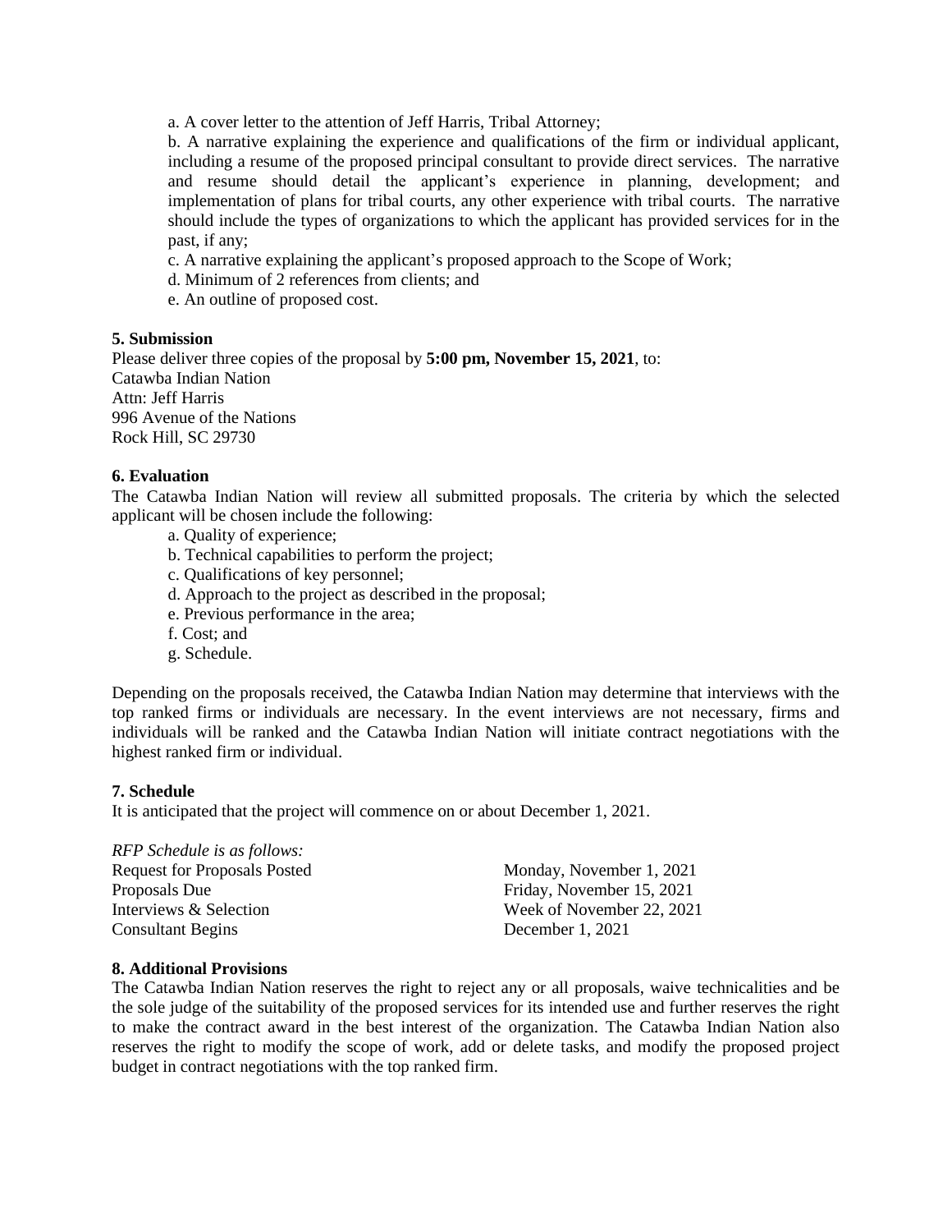a. A cover letter to the attention of Jeff Harris, Tribal Attorney;

b. A narrative explaining the experience and qualifications of the firm or individual applicant, including a resume of the proposed principal consultant to provide direct services. The narrative and resume should detail the applicant's experience in planning, development; and implementation of plans for tribal courts, any other experience with tribal courts. The narrative should include the types of organizations to which the applicant has provided services for in the past, if any;

c. A narrative explaining the applicant's proposed approach to the Scope of Work;

d. Minimum of 2 references from clients; and

e. An outline of proposed cost.

**5. Submission**

Please deliver three copies of the proposal by **5:00 pm, November 15, 2021**, to:
Catawba Indian Nation
Attn: Jeff Harris
996 Avenue of the Nations
Rock Hill, SC 29730

**6. Evaluation**

The Catawba Indian Nation will review all submitted proposals. The criteria by which the selected applicant will be chosen include the following:

a. Quality of experience;
b. Technical capabilities to perform the project;
c. Qualifications of key personnel;
d. Approach to the project as described in the proposal;
e. Previous performance in the area;
f. Cost; and
g. Schedule.

Depending on the proposals received, the Catawba Indian Nation may determine that interviews with the top ranked firms or individuals are necessary. In the event interviews are not necessary, firms and individuals will be ranked and the Catawba Indian Nation will initiate contract negotiations with the highest ranked firm or individual.

**7. Schedule**

It is anticipated that the project will commence on or about December 1, 2021.

*RFP Schedule is as follows:*

| | |
|---|---|
| Request for Proposals Posted | Monday, November 1, 2021 |
| Proposals Due | Friday, November 15, 2021 |
| Interviews & Selection | Week of November 22, 2021 |
| Consultant Begins | December 1, 2021 |

**8. Additional Provisions**

The Catawba Indian Nation reserves the right to reject any or all proposals, waive technicalities and be the sole judge of the suitability of the proposed services for its intended use and further reserves the right to make the contract award in the best interest of the organization. The Catawba Indian Nation also reserves the right to modify the scope of work, add or delete tasks, and modify the proposed project budget in contract negotiations with the top ranked firm.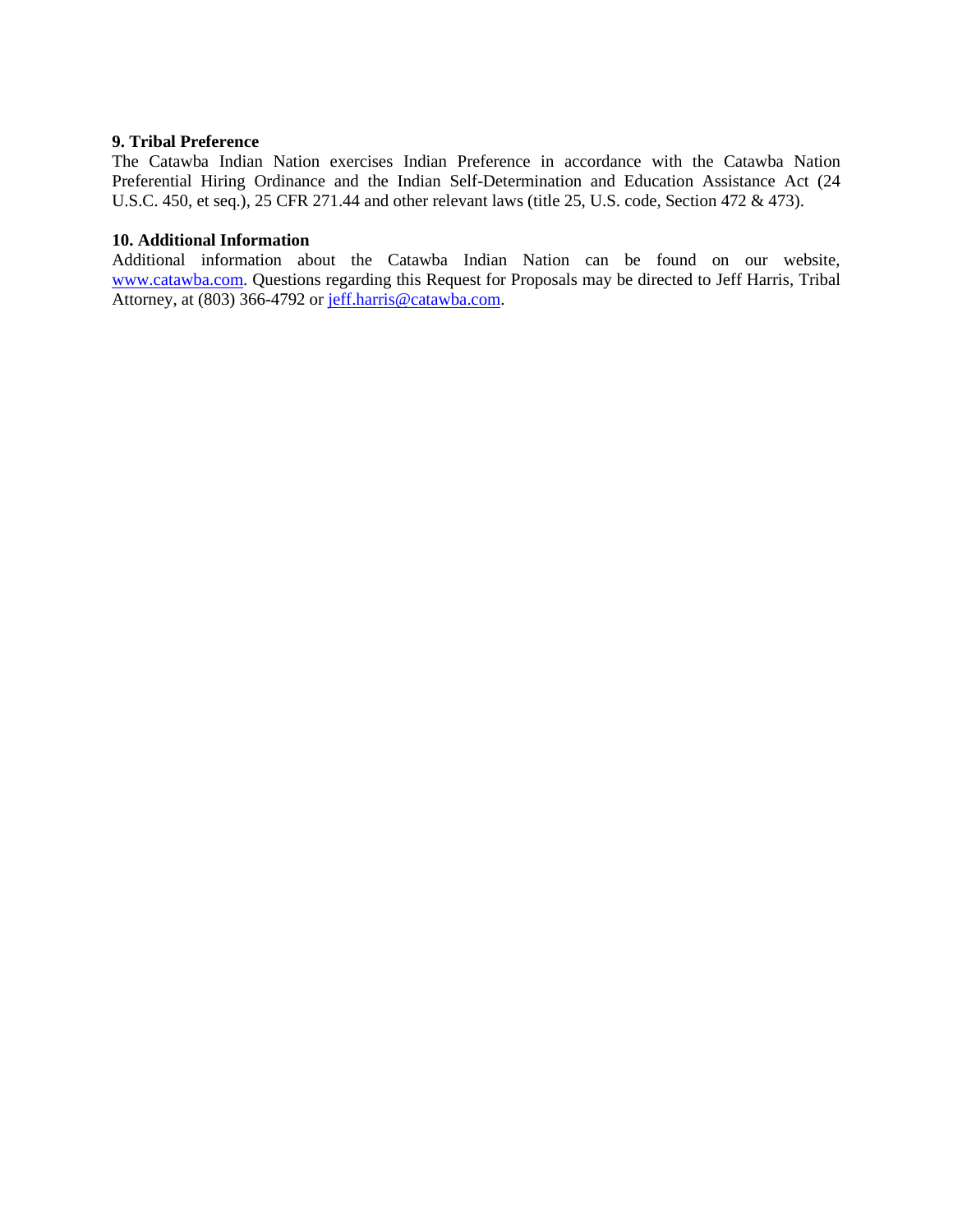**9. Tribal Preference**

The Catawba Indian Nation exercises Indian Preference in accordance with the Catawba Nation Preferential Hiring Ordinance and the Indian Self-Determination and Education Assistance Act (24 U.S.C. 450, et seq.), 25 CFR 271.44 and other relevant laws (title 25, U.S. code, Section 472 & 473).

**10. Additional Information**

Additional information about the Catawba Indian Nation can be found on our website, www.catawba.com. Questions regarding this Request for Proposals may be directed to Jeff Harris, Tribal Attorney, at (803) 366-4792 or jeff.harris@catawba.com.